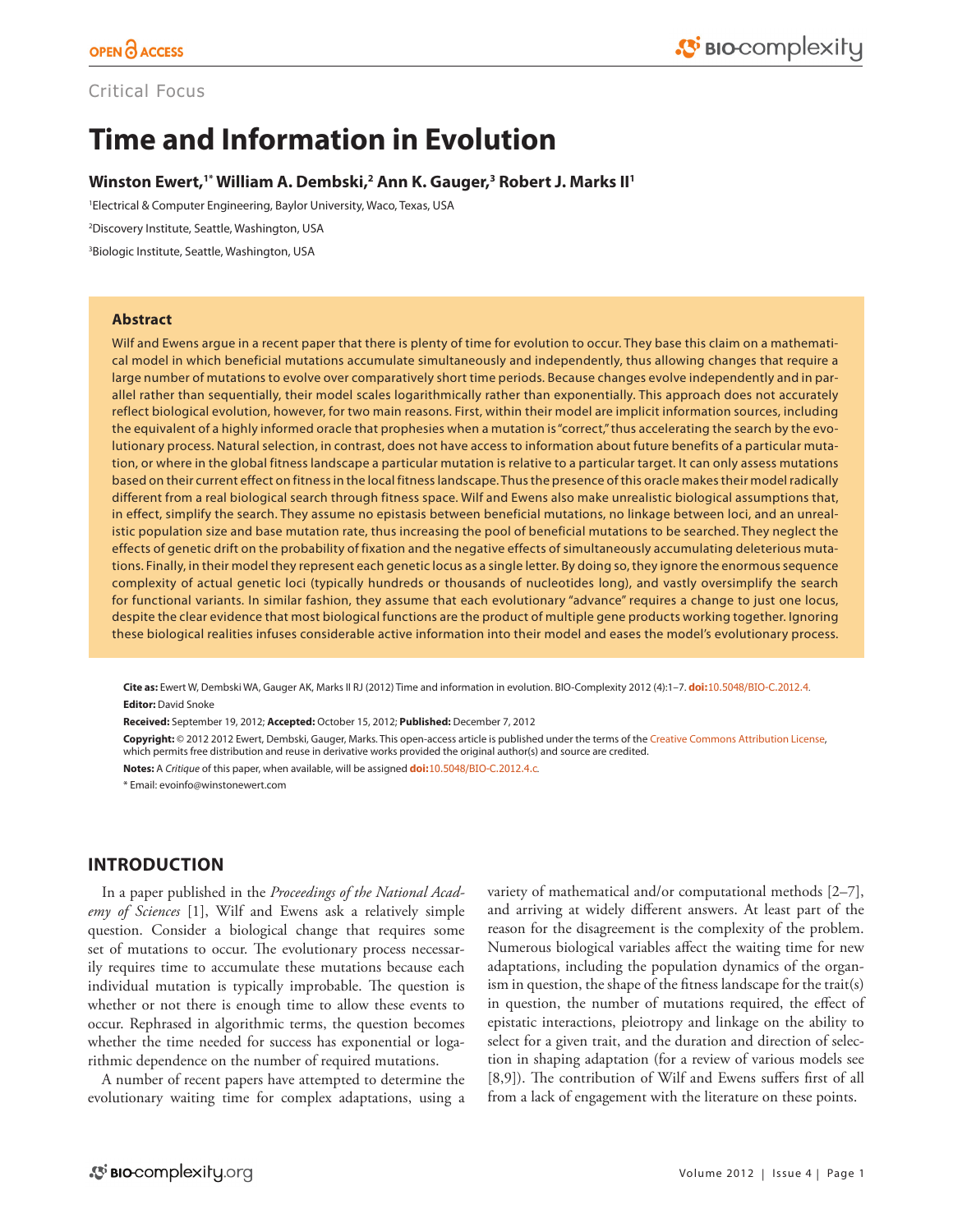Critical Focus

# Time and Information in Evolution

**Winston Ewert,[1*] William A. Dembski,[2] Ann K. Gauger,[3] Robert J. Marks II[1]**

[1]Electrical & Computer Engineering, Baylor University, Waco, Texas, USA

[2]Discovery Institute, Seattle, Washington, USA

[3]Biologic Institute, Seattle, Washington, USA

### Abstract

Wilf and Ewens argue in a recent paper that there is plenty of time for evolution to occur. They base this claim on a mathematical model in which beneficial mutations accumulate simultaneously and independently, thus allowing changes that require a large number of mutations to evolve over comparatively short time periods. Because changes evolve independently and in parallel rather than sequentially, their model scales logarithmically rather than exponentially. This approach does not accurately reflect biological evolution, however, for two main reasons. First, within their model are implicit information sources, including the equivalent of a highly informed oracle that prophesies when a mutation is "correct," thus accelerating the search by the evolutionary process. Natural selection, in contrast, does not have access to information about future benefits of a particular mutation, or where in the global fitness landscape a particular mutation is relative to a particular target. It can only assess mutations based on their current effect on fitness in the local fitness landscape. Thus the presence of this oracle makes their model radically different from a real biological search through fitness space. Wilf and Ewens also make unrealistic biological assumptions that, in effect, simplify the search. They assume no epistasis between beneficial mutations, no linkage between loci, and an unrealistic population size and base mutation rate, thus increasing the pool of beneficial mutations to be searched. They neglect the effects of genetic drift on the probability of fixation and the negative effects of simultaneously accumulating deleterious mutations. Finally, in their model they represent each genetic locus as a single letter. By doing so, they ignore the enormous sequence complexity of actual genetic loci (typically hundreds or thousands of nucleotides long), and vastly oversimplify the search for functional variants. In similar fashion, they assume that each evolutionary "advance" requires a change to just one locus, despite the clear evidence that most biological functions are the product of multiple gene products working together. Ignoring these biological realities infuses considerable active information into their model and eases the model's evolutionary process.

**Cite as:** Ewert W, Dembski WA, Gauger AK, Marks II RJ (2012) Time and information in evolution. BIO-Complexity 2012 (4):1–7. **doi:**10.5048/BIO-C.2012.4.

**Editor:** David Snoke

**Received:** September 19, 2012; **Accepted:** October 15, 2012; **Published:** December 7, 2012

**Copyright:** © 2012 2012 Ewert, Dembski, Gauger, Marks. This open-access article is published under the terms of the Creative Commons Attribution License, which permits free distribution and reuse in derivative works provided the original author(s) and source are credited.

**Notes:** A *Critique* of this paper, when available, will be assigned **doi:**10.5048/BIO-C.2012.4.c.

\* Email: evoinfo@winstonewert.com

## INTRODUCTION

In a paper published in the *Proceedings of the National Academy of Sciences* [1], Wilf and Ewens ask a relatively simple question. Consider a biological change that requires some set of mutations to occur. The evolutionary process necessarily requires time to accumulate these mutations because each individual mutation is typically improbable. The question is whether or not there is enough time to allow these events to occur. Rephrased in algorithmic terms, the question becomes whether the time needed for success has exponential or logarithmic dependence on the number of required mutations.

A number of recent papers have attempted to determine the evolutionary waiting time for complex adaptations, using a variety of mathematical and/or computational methods [2–7], and arriving at widely different answers. At least part of the reason for the disagreement is the complexity of the problem. Numerous biological variables affect the waiting time for new adaptations, including the population dynamics of the organism in question, the shape of the fitness landscape for the trait(s) in question, the number of mutations required, the effect of epistatic interactions, pleiotropy and linkage on the ability to select for a given trait, and the duration and direction of selection in shaping adaptation (for a review of various models see [8,9]). The contribution of Wilf and Ewens suffers first of all from a lack of engagement with the literature on these points.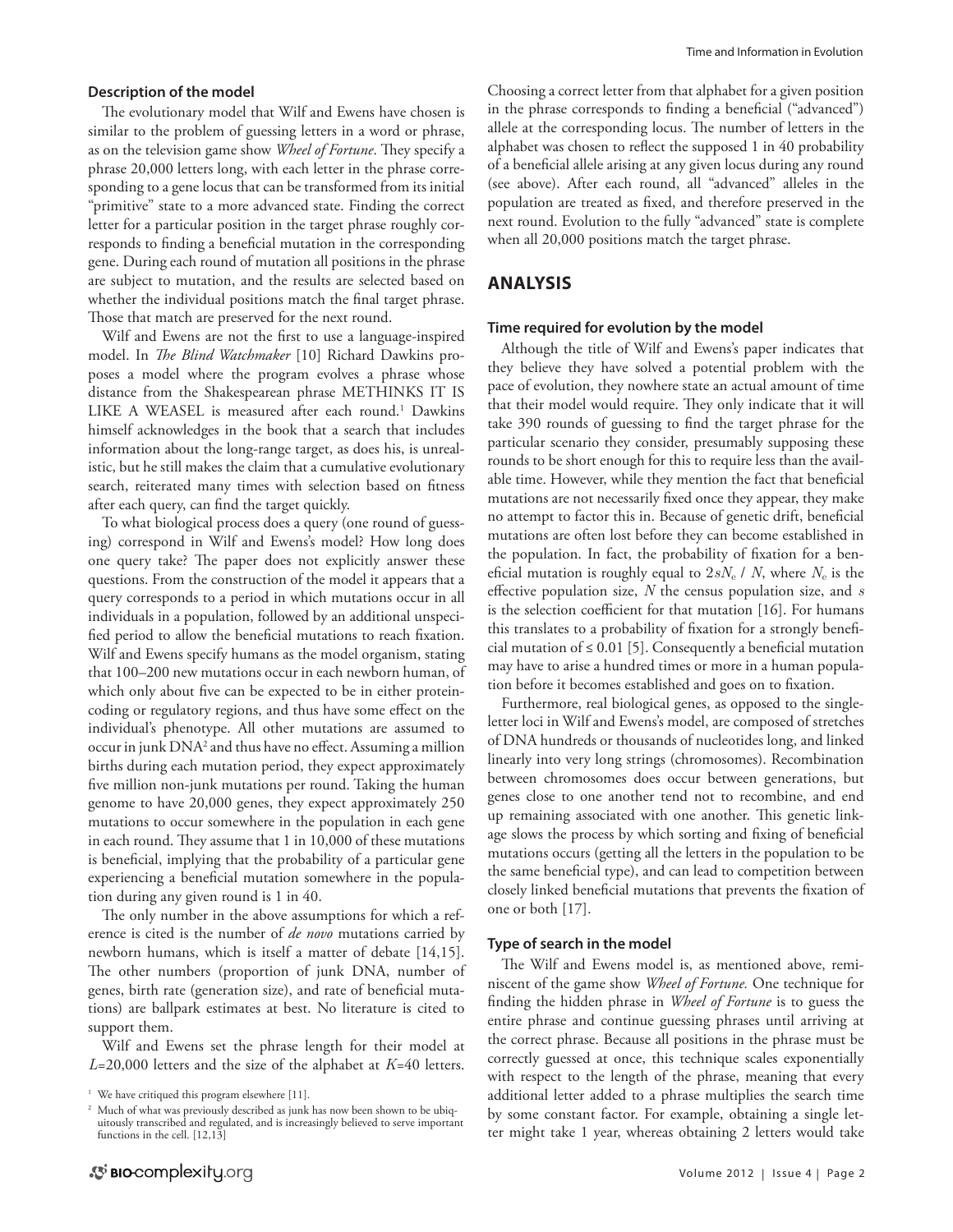### Description of the model

The evolutionary model that Wilf and Ewens have chosen is similar to the problem of guessing letters in a word or phrase, as on the television game show *Wheel of Fortune*. They specify a phrase 20,000 letters long, with each letter in the phrase corresponding to a gene locus that can be transformed from its initial "primitive" state to a more advanced state. Finding the correct letter for a particular position in the target phrase roughly corresponds to finding a beneficial mutation in the corresponding gene. During each round of mutation all positions in the phrase are subject to mutation, and the results are selected based on whether the individual positions match the final target phrase. Those that match are preserved for the next round.

Wilf and Ewens are not the first to use a language-inspired model. In *The Blind Watchmaker* [10] Richard Dawkins proposes a model where the program evolves a phrase whose distance from the Shakespearean phrase METHINKS IT IS LIKE A WEASEL is measured after each round.[1] Dawkins himself acknowledges in the book that a search that includes information about the long-range target, as does his, is unrealistic, but he still makes the claim that a cumulative evolutionary search, reiterated many times with selection based on fitness after each query, can find the target quickly.

To what biological process does a query (one round of guessing) correspond in Wilf and Ewens's model? How long does one query take? The paper does not explicitly answer these questions. From the construction of the model it appears that a query corresponds to a period in which mutations occur in all individuals in a population, followed by an additional unspecified period to allow the beneficial mutations to reach fixation. Wilf and Ewens specify humans as the model organism, stating that 100–200 new mutations occur in each newborn human, of which only about five can be expected to be in either protein-coding or regulatory regions, and thus have some effect on the individual's phenotype. All other mutations are assumed to occur in junk DNA[2] and thus have no effect. Assuming a million births during each mutation period, they expect approximately five million non-junk mutations per round. Taking the human genome to have 20,000 genes, they expect approximately 250 mutations to occur somewhere in the population in each gene in each round. They assume that 1 in 10,000 of these mutations is beneficial, implying that the probability of a particular gene experiencing a beneficial mutation somewhere in the population during any given round is 1 in 40.

The only number in the above assumptions for which a reference is cited is the number of *de novo* mutations carried by newborn humans, which is itself a matter of debate [14,15]. The other numbers (proportion of junk DNA, number of genes, birth rate (generation size), and rate of beneficial mutations) are ballpark estimates at best. No literature is cited to support them.

Wilf and Ewens set the phrase length for their model at $L$=20,000 letters and the size of the alphabet at $K$=40 letters. Choosing a correct letter from that alphabet for a given position in the phrase corresponds to finding a beneficial ("advanced") allele at the corresponding locus. The number of letters in the alphabet was chosen to reflect the supposed 1 in 40 probability of a beneficial allele arising at any given locus during any round (see above). After each round, all "advanced" alleles in the population are treated as fixed, and therefore preserved in the next round. Evolution to the fully "advanced" state is complete when all 20,000 positions match the target phrase.

[1] We have critiqued this program elsewhere [11].

[2] Much of what was previously described as junk has now been shown to be ubiquitously transcribed and regulated, and is increasingly believed to serve important functions in the cell. [12,13]

## ANALYSIS

### Time required for evolution by the model

Although the title of Wilf and Ewens's paper indicates that they believe they have solved a potential problem with the pace of evolution, they nowhere state an actual amount of time that their model would require. They only indicate that it will take 390 rounds of guessing to find the target phrase for the particular scenario they consider, presumably supposing these rounds to be short enough for this to require less than the available time. However, while they mention the fact that beneficial mutations are not necessarily fixed once they appear, they make no attempt to factor this in. Because of genetic drift, beneficial mutations are often lost before they can become established in the population. In fact, the probability of fixation for a beneficial mutation is roughly equal to $2sN_e / N$, where $N_e$ is the effective population size, $N$ the census population size, and $s$ is the selection coefficient for that mutation [16]. For humans this translates to a probability of fixation for a strongly beneficial mutation of ≤ 0.01 [5]. Consequently a beneficial mutation may have to arise a hundred times or more in a human population before it becomes established and goes on to fixation.

Furthermore, real biological genes, as opposed to the single-letter loci in Wilf and Ewens's model, are composed of stretches of DNA hundreds or thousands of nucleotides long, and linked linearly into very long strings (chromosomes). Recombination between chromosomes does occur between generations, but genes close to one another tend not to recombine, and end up remaining associated with one another. This genetic linkage slows the process by which sorting and fixing of beneficial mutations occurs (getting all the letters in the population to be the same beneficial type), and can lead to competition between closely linked beneficial mutations that prevents the fixation of one or both [17].

### Type of search in the model

The Wilf and Ewens model is, as mentioned above, reminiscent of the game show *Wheel of Fortune.* One technique for finding the hidden phrase in *Wheel of Fortune* is to guess the entire phrase and continue guessing phrases until arriving at the correct phrase. Because all positions in the phrase must be correctly guessed at once, this technique scales exponentially with respect to the length of the phrase, meaning that every additional letter added to a phrase multiplies the search time by some constant factor. For example, obtaining a single letter might take 1 year, whereas obtaining 2 letters would take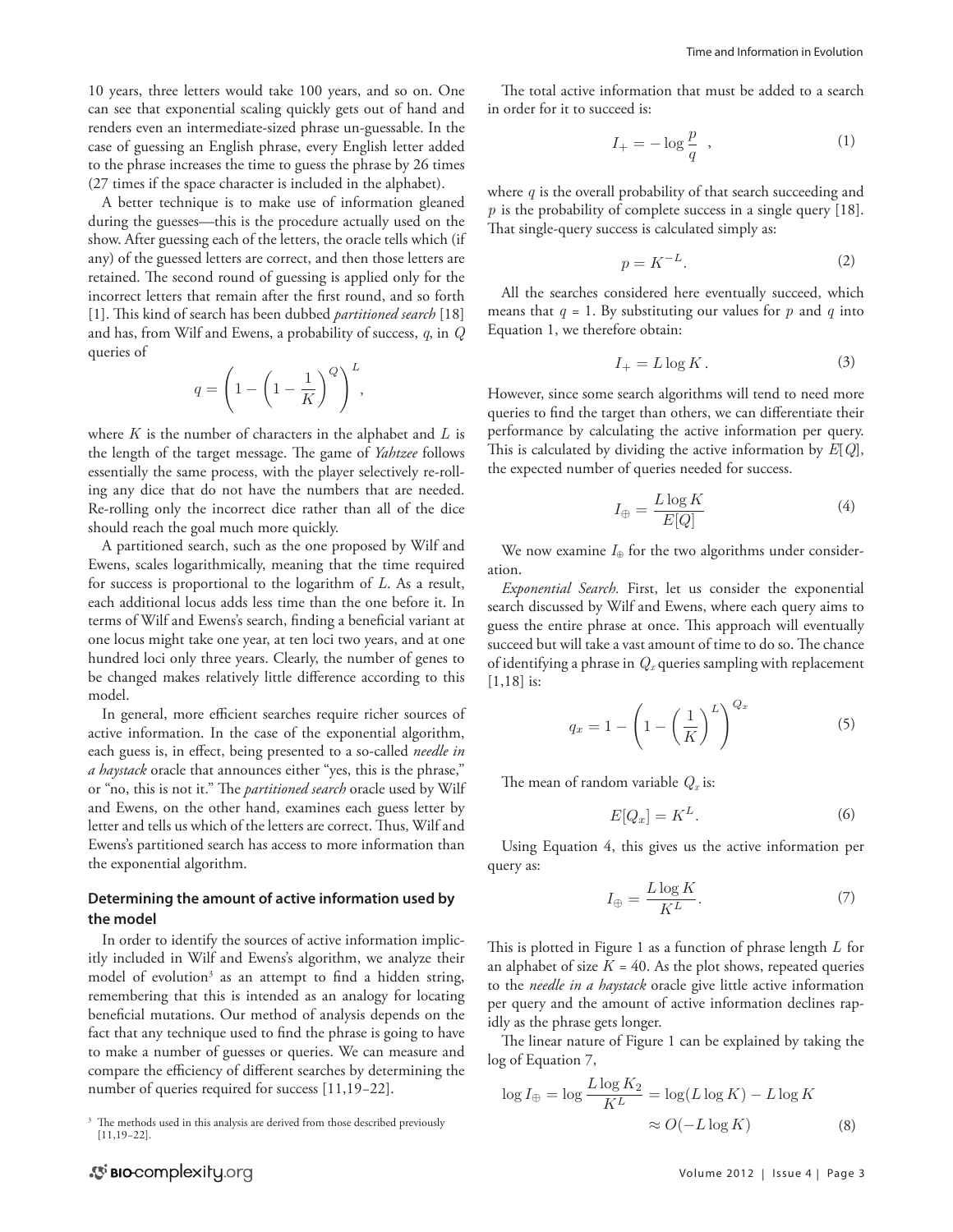10 years, three letters would take 100 years, and so on. One can see that exponential scaling quickly gets out of hand and renders even an intermediate-sized phrase un-guessable. In the case of guessing an English phrase, every English letter added to the phrase increases the time to guess the phrase by 26 times (27 times if the space character is included in the alphabet).

A better technique is to make use of information gleaned during the guesses—this is the procedure actually used on the show. After guessing each of the letters, the oracle tells which (if any) of the guessed letters are correct, and then those letters are retained. The second round of guessing is applied only for the incorrect letters that remain after the first round, and so forth [1]. This kind of search has been dubbed *partitioned search* [18] and has, from Wilf and Ewens, a probability of success, $q$, in $Q$ queries of

$$q = \left(1 - \left(1 - \frac{1}{K}\right)^{Q}\right)^{L},$$

where $K$ is the number of characters in the alphabet and $L$ is the length of the target message. The game of *Yahtzee* follows essentially the same process, with the player selectively re-rolling any dice that do not have the numbers that are needed. Re-rolling only the incorrect dice rather than all of the dice should reach the goal much more quickly.

A partitioned search, such as the one proposed by Wilf and Ewens, scales logarithmically, meaning that the time required for success is proportional to the logarithm of $L$. As a result, each additional locus adds less time than the one before it. In terms of Wilf and Ewens's search, finding a beneficial variant at one locus might take one year, at ten loci two years, and at one hundred loci only three years. Clearly, the number of genes to be changed makes relatively little difference according to this model.

In general, more efficient searches require richer sources of active information. In the case of the exponential algorithm, each guess is, in effect, being presented to a so-called *needle in a haystack* oracle that announces either "yes, this is the phrase," or "no, this is not it." The *partitioned search* oracle used by Wilf and Ewens, on the other hand, examines each guess letter by letter and tells us which of the letters are correct. Thus, Wilf and Ewens's partitioned search has access to more information than the exponential algorithm.

## Determining the amount of active information used by the model

In order to identify the sources of active information implicitly included in Wilf and Ewens's algorithm, we analyze their model of evolution[3] as an attempt to find a hidden string, remembering that this is intended as an analogy for locating beneficial mutations. Our method of analysis depends on the fact that any technique used to find the phrase is going to have to make a number of guesses or queries. We can measure and compare the efficiency of different searches by determining the number of queries required for success [11,19–22].

[3] The methods used in this analysis are derived from those described previously [11,19–22].

The total active information that must be added to a search in order for it to succeed is:

$$I_{+} = -\log \frac{p}{q} \quad , \tag{1}$$

where $q$ is the overall probability of that search succeeding and $p$ is the probability of complete success in a single query [18]. That single-query success is calculated simply as:

$$p = K^{-L}. \tag{2}$$

All the searches considered here eventually succeed, which means that $q = 1$. By substituting our values for $p$ and $q$ into Equation 1, we therefore obtain:

$$I_{+} = L \log K. \tag{3}$$

However, since some search algorithms will tend to need more queries to find the target than others, we can differentiate their performance by calculating the active information per query. This is calculated by dividing the active information by $E[Q]$, the expected number of queries needed for success.

$$I_{\oplus} = \frac{L \log K}{E[Q]} \tag{4}$$

We now examine $I_{\oplus}$ for the two algorithms under consideration.

*Exponential Search.* First, let us consider the exponential search discussed by Wilf and Ewens, where each query aims to guess the entire phrase at once. This approach will eventually succeed but will take a vast amount of time to do so. The chance of identifying a phrase in $Q_x$ queries sampling with replacement [1,18] is:

$$q_x = 1 - \left(1 - \left(\frac{1}{K}\right)^{L}\right)^{Q_x} \tag{5}$$

The mean of random variable $Q_x$ is:

$$E[Q_x] = K^{L}. \tag{6}$$

Using Equation 4, this gives us the active information per query as:

$$I_{\oplus} = \frac{L \log K}{K^{L}}. \tag{7}$$

This is plotted in Figure 1 as a function of phrase length $L$ for an alphabet of size $K = 40$. As the plot shows, repeated queries to the *needle in a haystack* oracle give little active information per query and the amount of active information declines rapidly as the phrase gets longer.

The linear nature of Figure 1 can be explained by taking the log of Equation 7,

$$\log I_{\oplus} = \log \frac{L \log K_2}{K^{L}} = \log(L \log K) - L \log K$$
$$\approx O(-L \log K) \tag{8}$$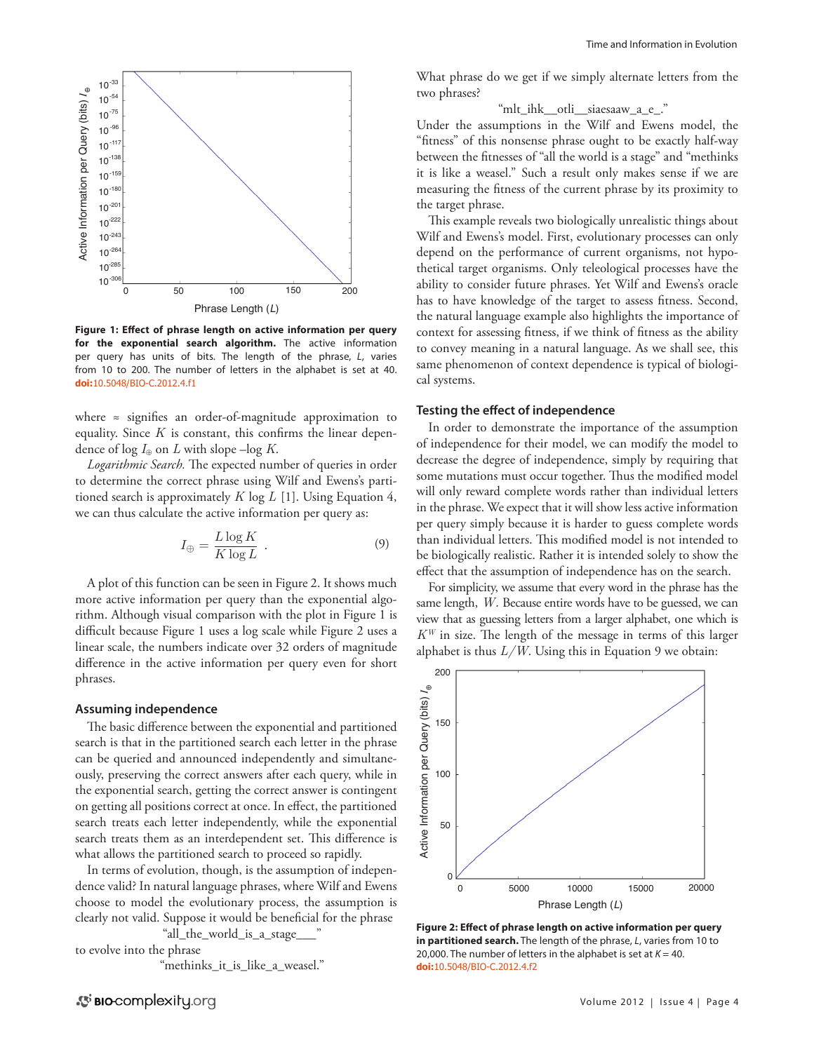Figure 1: **Effect of phrase length on active information per query for the exponential search algorithm.** The active information per query has units of bits. The length of the phrase, *L*, varies from 10 to 200. The number of letters in the alphabet is set at 40. **doi:**10.5048/BIO-C.2012.4.f1

where ≈ signifies an order-of-magnitude approximation to equality. Since $K$ is constant, this confirms the linear dependence of $\log I_{\oplus}$ on $L$ with slope $-\log K$.

*Logarithmic Search.* The expected number of queries in order to determine the correct phrase using Wilf and Ewens's partitioned search is approximately $K \log L$ [1]. Using Equation 4, we can thus calculate the active information per query as:

$$I_{\oplus} = \frac{L \log K}{K \log L} \ . \tag{9}$$

A plot of this function can be seen in Figure 2. It shows much more active information per query than the exponential algorithm. Although visual comparison with the plot in Figure 1 is difficult because Figure 1 uses a log scale while Figure 2 uses a linear scale, the numbers indicate over 32 orders of magnitude difference in the active information per query even for short phrases.

## Assuming independence

The basic difference between the exponential and partitioned search is that in the partitioned search each letter in the phrase can be queried and announced independently and simultaneously, preserving the correct answers after each query, while in the exponential search, getting the correct answer is contingent on getting all positions correct at once. In effect, the partitioned search treats each letter independently, while the exponential search treats them as an interdependent set. This difference is what allows the partitioned search to proceed so rapidly.

In terms of evolution, though, is the assumption of independence valid? In natural language phrases, where Wilf and Ewens choose to model the evolutionary process, the assumption is clearly not valid. Suppose it would be beneficial for the phrase

"all_the_world_is_a_stage___"

to evolve into the phrase

"methinks_it_is_like_a_weasel."

What phrase do we get if we simply alternate letters from the two phrases?

"mlt_ihk__otli__siaesaaw_a_e_."

Under the assumptions in the Wilf and Ewens model, the "fitness" of this nonsense phrase ought to be exactly half-way between the fitnesses of "all the world is a stage" and "methinks it is like a weasel." Such a result only makes sense if we are measuring the fitness of the current phrase by its proximity to the target phrase.

This example reveals two biologically unrealistic things about Wilf and Ewens's model. First, evolutionary processes can only depend on the performance of current organisms, not hypothetical target organisms. Only teleological processes have the ability to consider future phrases. Yet Wilf and Ewens's oracle has to have knowledge of the target to assess fitness. Second, the natural language example also highlights the importance of context for assessing fitness, if we think of fitness as the ability to convey meaning in a natural language. As we shall see, this same phenomenon of context dependence is typical of biological systems.

## Testing the effect of independence

In order to demonstrate the importance of the assumption of independence for their model, we can modify the model to decrease the degree of independence, simply by requiring that some mutations must occur together. Thus the modified model will only reward complete words rather than individual letters in the phrase. We expect that it will show less active information per query simply because it is harder to guess complete words than individual letters. This modified model is not intended to be biologically realistic. Rather it is intended solely to show the effect that the assumption of independence has on the search.

For simplicity, we assume that every word in the phrase has the same length, $W$. Because entire words have to be guessed, we can view that as guessing letters from a larger alphabet, one which is $K^W$ in size. The length of the message in terms of this larger alphabet is thus $L/W$. Using this in Equation 9 we obtain:

Figure 2: **Effect of phrase length on active information per query in partitioned search.** The length of the phrase, *L*, varies from 10 to 20,000. The number of letters in the alphabet is set at $K = 40$. **doi:**10.5048/BIO-C.2012.4.f2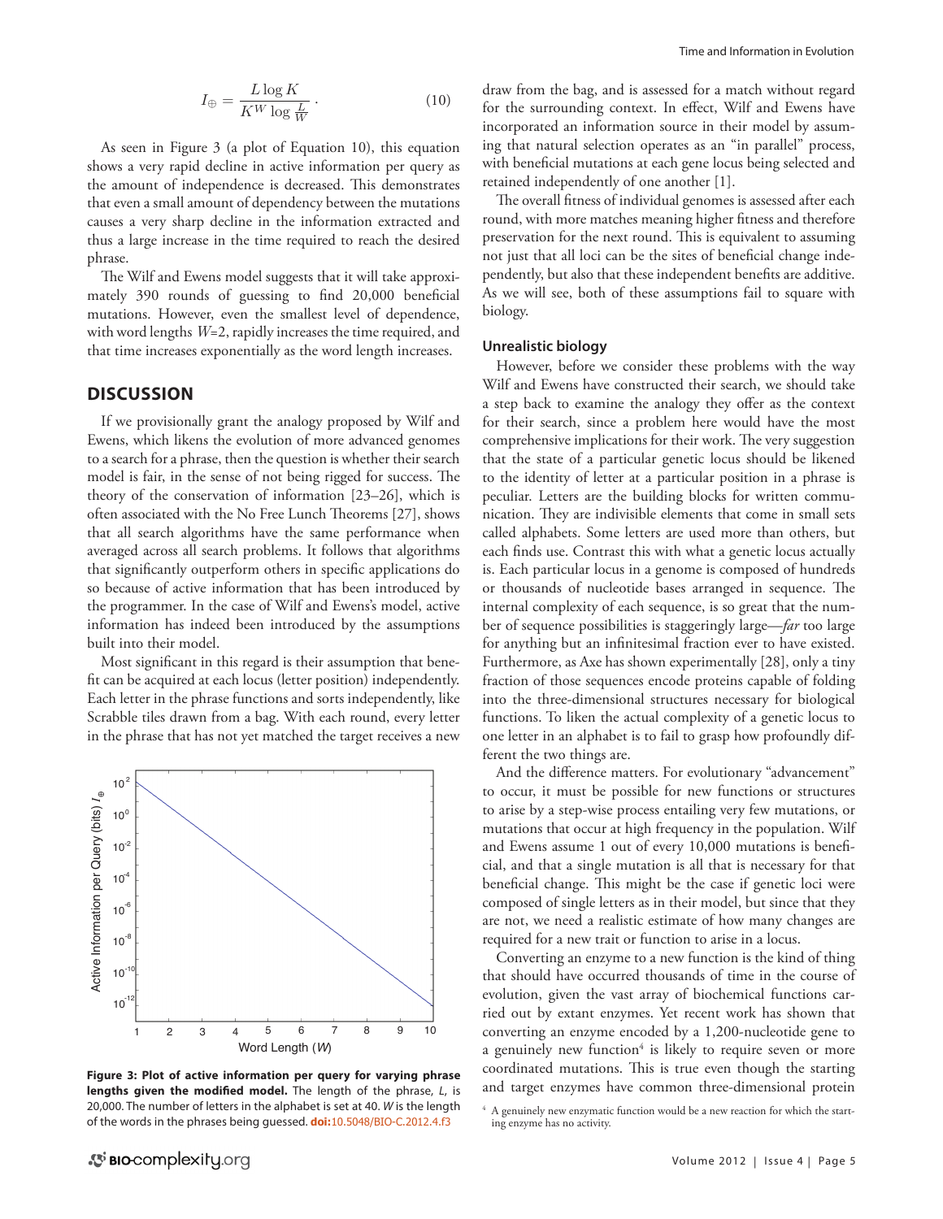$$I_{\oplus} = \frac{L \log K}{K^W \log \frac{L}{W}}. \tag{10}$$

As seen in Figure 3 (a plot of Equation 10), this equation shows a very rapid decline in active information per query as the amount of independence is decreased. This demonstrates that even a small amount of dependency between the mutations causes a very sharp decline in the information extracted and thus a large increase in the time required to reach the desired phrase.

The Wilf and Ewens model suggests that it will take approximately 390 rounds of guessing to find 20,000 beneficial mutations. However, even the smallest level of dependence, with word lengths $W$=2, rapidly increases the time required, and that time increases exponentially as the word length increases.

## DISCUSSION

If we provisionally grant the analogy proposed by Wilf and Ewens, which likens the evolution of more advanced genomes to a search for a phrase, then the question is whether their search model is fair, in the sense of not being rigged for success. The theory of the conservation of information [23–26], which is often associated with the No Free Lunch Theorems [27], shows that all search algorithms have the same performance when averaged across all search problems. It follows that algorithms that significantly outperform others in specific applications do so because of active information that has been introduced by the programmer. In the case of Wilf and Ewens's model, active information has indeed been introduced by the assumptions built into their model.

Most significant in this regard is their assumption that benefit can be acquired at each locus (letter position) independently. Each letter in the phrase functions and sorts independently, like Scrabble tiles drawn from a bag. With each round, every letter in the phrase that has not yet matched the target receives a new draw from the bag, and is assessed for a match without regard for the surrounding context. In effect, Wilf and Ewens have incorporated an information source in their model by assuming that natural selection operates as an "in parallel" process, with beneficial mutations at each gene locus being selected and retained independently of one another [1].

**Figure 3: Plot of active information per query for varying phrase lengths given the modified model.** The length of the phrase, $L$, is 20,000. The number of letters in the alphabet is set at 40. $W$ is the length of the words in the phrases being guessed. **doi:**10.5048/BIO-C.2012.4.f3

The overall fitness of individual genomes is assessed after each round, with more matches meaning higher fitness and therefore preservation for the next round. This is equivalent to assuming not just that all loci can be the sites of beneficial change independently, but also that these independent benefits are additive. As we will see, both of these assumptions fail to square with biology.

### Unrealistic biology

However, before we consider these problems with the way Wilf and Ewens have constructed their search, we should take a step back to examine the analogy they offer as the context for their search, since a problem here would have the most comprehensive implications for their work. The very suggestion that the state of a particular genetic locus should be likened to the identity of letter at a particular position in a phrase is peculiar. Letters are the building blocks for written communication. They are indivisible elements that come in small sets called alphabets. Some letters are used more than others, but each finds use. Contrast this with what a genetic locus actually is. Each particular locus in a genome is composed of hundreds or thousands of nucleotide bases arranged in sequence. The internal complexity of each sequence, is so great that the number of sequence possibilities is staggeringly large—*far* too large for anything but an infinitesimal fraction ever to have existed. Furthermore, as Axe has shown experimentally [28], only a tiny fraction of those sequences encode proteins capable of folding into the three-dimensional structures necessary for biological functions. To liken the actual complexity of a genetic locus to one letter in an alphabet is to fail to grasp how profoundly different the two things are.

And the difference matters. For evolutionary "advancement" to occur, it must be possible for new functions or structures to arise by a step-wise process entailing very few mutations, or mutations that occur at high frequency in the population. Wilf and Ewens assume 1 out of every 10,000 mutations is beneficial, and that a single mutation is all that is necessary for that beneficial change. This might be the case if genetic loci were composed of single letters as in their model, but since that they are not, we need a realistic estimate of how many changes are required for a new trait or function to arise in a locus.

Converting an enzyme to a new function is the kind of thing that should have occurred thousands of time in the course of evolution, given the vast array of biochemical functions carried out by extant enzymes. Yet recent work has shown that converting an enzyme encoded by a 1,200-nucleotide gene to a genuinely new function[4] is likely to require seven or more coordinated mutations. This is true even though the starting and target enzymes have common three-dimensional protein

[4] A genuinely new enzymatic function would be a new reaction for which the starting enzyme has no activity.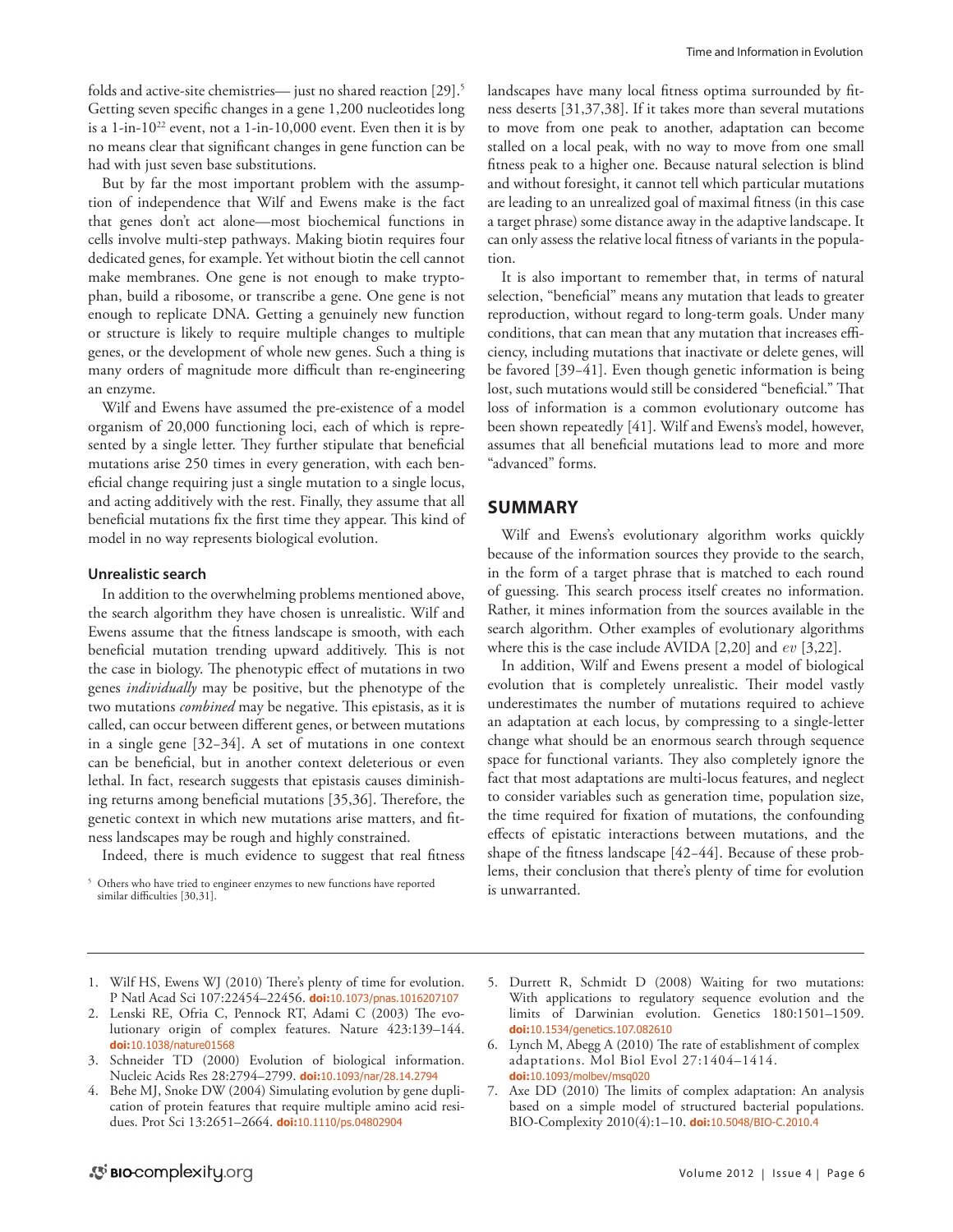folds and active-site chemistries— just no shared reaction [29].[5] Getting seven specific changes in a gene 1,200 nucleotides long is a 1-in-$10^{22}$ event, not a 1-in-10,000 event. Even then it is by no means clear that significant changes in gene function can be had with just seven base substitutions.

But by far the most important problem with the assumption of independence that Wilf and Ewens make is the fact that genes don't act alone—most biochemical functions in cells involve multi-step pathways. Making biotin requires four dedicated genes, for example. Yet without biotin the cell cannot make membranes. One gene is not enough to make tryptophan, build a ribosome, or transcribe a gene. One gene is not enough to replicate DNA. Getting a genuinely new function or structure is likely to require multiple changes to multiple genes, or the development of whole new genes. Such a thing is many orders of magnitude more difficult than re-engineering an enzyme.

Wilf and Ewens have assumed the pre-existence of a model organism of 20,000 functioning loci, each of which is represented by a single letter. They further stipulate that beneficial mutations arise 250 times in every generation, with each beneficial change requiring just a single mutation to a single locus, and acting additively with the rest. Finally, they assume that all beneficial mutations fix the first time they appear. This kind of model in no way represents biological evolution.

### Unrealistic search

In addition to the overwhelming problems mentioned above, the search algorithm they have chosen is unrealistic. Wilf and Ewens assume that the fitness landscape is smooth, with each beneficial mutation trending upward additively. This is not the case in biology. The phenotypic effect of mutations in two genes *individually* may be positive, but the phenotype of the two mutations *combined* may be negative. This epistasis, as it is called, can occur between different genes, or between mutations in a single gene [32–34]. A set of mutations in one context can be beneficial, but in another context deleterious or even lethal. In fact, research suggests that epistasis causes diminishing returns among beneficial mutations [35,36]. Therefore, the genetic context in which new mutations arise matters, and fitness landscapes may be rough and highly constrained.

Indeed, there is much evidence to suggest that real fitness landscapes have many local fitness optima surrounded by fitness deserts [31,37,38]. If it takes more than several mutations to move from one peak to another, adaptation can become stalled on a local peak, with no way to move from one small fitness peak to a higher one. Because natural selection is blind and without foresight, it cannot tell which particular mutations are leading to an unrealized goal of maximal fitness (in this case a target phrase) some distance away in the adaptive landscape. It can only assess the relative local fitness of variants in the population.

It is also important to remember that, in terms of natural selection, "beneficial" means any mutation that leads to greater reproduction, without regard to long-term goals. Under many conditions, that can mean that any mutation that increases efficiency, including mutations that inactivate or delete genes, will be favored [39–41]. Even though genetic information is being lost, such mutations would still be considered "beneficial." That loss of information is a common evolutionary outcome has been shown repeatedly [41]. Wilf and Ewens's model, however, assumes that all beneficial mutations lead to more and more "advanced" forms.

[5] Others who have tried to engineer enzymes to new functions have reported similar difficulties [30,31].

## SUMMARY

Wilf and Ewens's evolutionary algorithm works quickly because of the information sources they provide to the search, in the form of a target phrase that is matched to each round of guessing. This search process itself creates no information. Rather, it mines information from the sources available in the search algorithm. Other examples of evolutionary algorithms where this is the case include AVIDA [2,20] and *ev* [3,22].

In addition, Wilf and Ewens present a model of biological evolution that is completely unrealistic. Their model vastly underestimates the number of mutations required to achieve an adaptation at each locus, by compressing to a single-letter change what should be an enormous search through sequence space for functional variants. They also completely ignore the fact that most adaptations are multi-locus features, and neglect to consider variables such as generation time, population size, the time required for fixation of mutations, the confounding effects of epistatic interactions between mutations, and the shape of the fitness landscape [42–44]. Because of these problems, their conclusion that there's plenty of time for evolution is unwarranted.

1. Wilf HS, Ewens WJ (2010) There's plenty of time for evolution. P Natl Acad Sci 107:22454–22456. doi:10.1073/pnas.1016207107
2. Lenski RE, Ofria C, Pennock RT, Adami C (2003) The evolutionary origin of complex features. Nature 423:139–144. doi:10.1038/nature01568
3. Schneider TD (2000) Evolution of biological information. Nucleic Acids Res 28:2794–2799. doi:10.1093/nar/28.14.2794
4. Behe MJ, Snoke DW (2004) Simulating evolution by gene duplication of protein features that require multiple amino acid residues. Prot Sci 13:2651–2664. doi:10.1110/ps.04802904
5. Durrett R, Schmidt D (2008) Waiting for two mutations: With applications to regulatory sequence evolution and the limits of Darwinian evolution. Genetics 180:1501–1509. doi:10.1534/genetics.107.082610
6. Lynch M, Abegg A (2010) The rate of establishment of complex adaptations. Mol Biol Evol 27:1404–1414. doi:10.1093/molbev/msq020
7. Axe DD (2010) The limits of complex adaptation: An analysis based on a simple model of structured bacterial populations. BIO-Complexity 2010(4):1–10. doi:10.5048/BIO-C.2010.4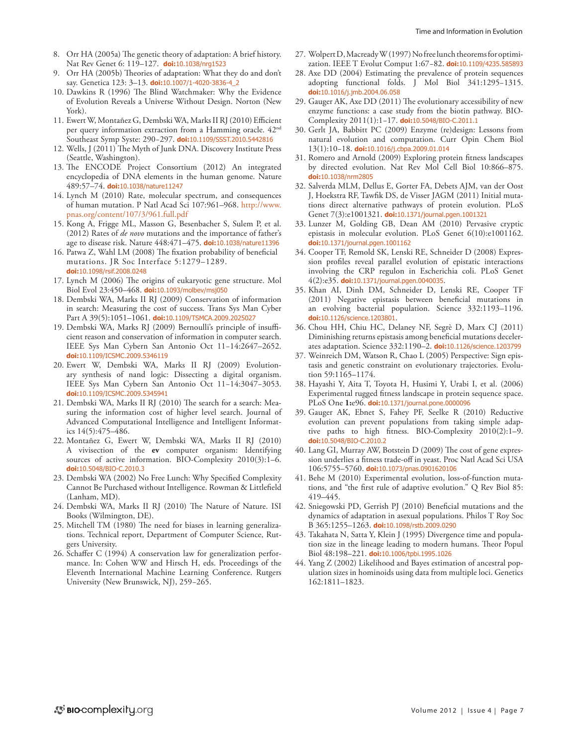8. Orr HA (2005a) The genetic theory of adaptation: A brief history. Nat Rev Genet 6: 119–127. doi:10.1038/nrg1523
9. Orr HA (2005b) Theories of adaptation: What they do and don't say. Genetica 123: 3–13. doi:10.1007/1-4020-3836-4_2
10. Dawkins R (1996) The Blind Watchmaker: Why the Evidence of Evolution Reveals a Universe Without Design. Norton (New York).
11. Ewert W, Montañez G, Dembski WA, Marks II RJ (2010) Efficient per query information extraction from a Hamming oracle. 42nd Southeast Symp Syste: 290–297. doi:10.1109/SSST.2010.5442816
12. Wells, J (2011) The Myth of Junk DNA. Discovery Institute Press (Seattle, Washington).
13. The ENCODE Project Consortium (2012) An integrated encyclopedia of DNA elements in the human genome. Nature 489:57–74. doi:10.1038/nature11247
14. Lynch M (2010) Rate, molecular spectrum, and consequences of human mutation. P Natl Acad Sci 107:961–968. http://www.pnas.org/content/107/3/961.full.pdf
15. Kong A, Frigge ML, Masson G, Besenbacher S, Sulem P, et al. (2012) Rates of *de novo* mutations and the importance of father's age to disease risk. Nature 448:471–475. doi:10.1038/nature11396
16. Patwa Z, Wahl LM (2008) The fixation probability of beneficial mutations. JR Soc Interface 5:1279–1289. doi:10.1098/rsif.2008.0248
17. Lynch M (2006) The origins of eukaryotic gene structure. Mol Biol Evol 23:450–468. doi:10.1093/molbev/msj050
18. Dembski WA, Marks II RJ (2009) Conservation of information in search: Measuring the cost of success. Trans Sys Man Cyber Part A 39(5):1051–1061. doi:10.1109/TSMCA.2009.2025027
19. Dembski WA, Marks RJ (2009) Bernoulli's principle of insufficient reason and conservation of information in computer search. IEEE Sys Man Cybern San Antonio Oct 11–14:2647–2652. doi:10.1109/ICSMC.2009.5346119
20. Ewert W, Dembski WA, Marks II RJ (2009) Evolutionary synthesis of nand logic: Dissecting a digital organism. IEEE Sys Man Cybern San Antonio Oct 11–14:3047–3053. doi:10.1109/ICSMC.2009.5345941
21. Dembski WA, Marks II RJ (2010) The search for a search: Measuring the information cost of higher level search. Journal of Advanced Computational Intelligence and Intelligent Informatics 14(5):475–486.
22. Montañez G, Ewert W, Dembski WA, Marks II RJ (2010) A vivisection of the **ev** computer organism: Identifying sources of active information. BIO-Complexity 2010(3):1–6. doi:10.5048/BIO-C.2010.3
23. Dembski WA (2002) No Free Lunch: Why Specified Complexity Cannot Be Purchased without Intelligence. Rowman & Littlefield (Lanham, MD).
24. Dembski WA, Marks II RJ (2010) The Nature of Nature. ISI Books (Wilmington, DE).
25. Mitchell TM (1980) The need for biases in learning generalizations. Technical report, Department of Computer Science, Rutgers University.
26. Schaffer C (1994) A conservation law for generalization performance. In: Cohen WW and Hirsch H, eds. Proceedings of the Eleventh International Machine Learning Conference. Rutgers University (New Brunswick, NJ), 259–265.
27. Wolpert D, Macready W (1997) No free lunch theorems for optimization. IEEE T Evolut Comput 1:67–82. doi:10.1109/4235.585893
28. Axe DD (2004) Estimating the prevalence of protein sequences adopting functional folds. J Mol Biol 341:1295–1315. doi:10.1016/j.jmb.2004.06.058
29. Gauger AK, Axe DD (2011) The evolutionary accessibility of new enzyme functions: a case study from the biotin pathway. BIO-Complexity 2011(1):1–17. doi:10.5048/BIO-C.2011.1
30. Gerlt JA, Babbitt PC (2009) Enzyme (re)design: Lessons from natural evolution and computation. Curr Opin Chem Biol 13(1):10–18. doi:10.1016/j.cbpa.2009.01.014
31. Romero and Arnold (2009) Exploring protein fitness landscapes by directed evolution. Nat Rev Mol Cell Biol 10:866–875. doi:10.1038/nrm2805
32. Salverda MLM, Dellus E, Gorter FA, Debets AJM, van der Oost J, Hoekstra RF, Tawfik DS, de Visser JAGM (2011) Initial mutations direct alternative pathways of protein evolution. PLoS Genet 7(3):e1001321. doi:10.1371/journal.pgen.1001321
33. Lunzer M, Golding GB, Dean AM (2010) Pervasive cryptic epistasis in molecular evolution. PLoS Genet 6(10):e1001162. doi:10.1371/journal.pgen.1001162
34. Cooper TF, Remold SK, Lenski RE, Schneider D (2008) Expression profiles reveal parallel evolution of epistatic interactions involving the CRP regulon in Escherichia coli. PLoS Genet 4(2):e35. doi:10.1371/journal.pgen.0040035.
35. Khan AI, Dinh DM, Schneider D, Lenski RE, Cooper TF (2011) Negative epistasis between beneficial mutations in an evolving bacterial population. Science 332:1193–1196. doi:10.1126/science.1203801.
36. Chou HH, Chiu HC, Delaney NF, Segrè D, Marx CJ (2011) Diminishing returns epistasis among beneficial mutations decelerates adaptation. Science 332:1190–2. doi:10.1126/science.1203799
37. Weinreich DM, Watson R, Chao L (2005) Perspective: Sign epistasis and genetic constraint on evolutionary trajectories. Evolution 59:1165–1174.
38. Hayashi Y, Aita T, Toyota H, Husimi Y, Urabi I, et al. (2006) Experimental rugged fitness landscape in protein sequence space. PLoS One **1:**e96. doi:10.1371/journal.pone.0000096
39. Gauger AK, Ebnet S, Fahey PF, Seelke R (2010) Reductive evolution can prevent populations from taking simple adaptive paths to high fitness. BIO-Complexity 2010(2):1–9. doi:10.5048/BIO-C.2010.2
40. Lang GI, Murray AW, Botstein D (2009) The cost of gene expression underlies a fitness trade-off in yeast. Proc Natl Acad Sci USA 106:5755–5760. doi:10.1073/pnas.0901620106
41. Behe M (2010) Experimental evolution, loss-of-function mutations, and "the first rule of adaptive evolution." Q Rev Biol 85: 419–445.
42. Sniegowski PD, Gerrish PJ (2010) Beneficial mutations and the dynamics of adaptation in asexual populations. Philos T Roy Soc B 365:1255–1263. doi:10.1098/rstb.2009.0290
43. Takahata N, Satta Y, Klein J (1995) Divergence time and population size in the lineage leading to modern humans. Theor Popul Biol 48:198–221. doi:10.1006/tpbi.1995.1026
44. Yang Z (2002) Likelihood and Bayes estimation of ancestral population sizes in hominoids using data from multiple loci. Genetics 162:1811–1823.